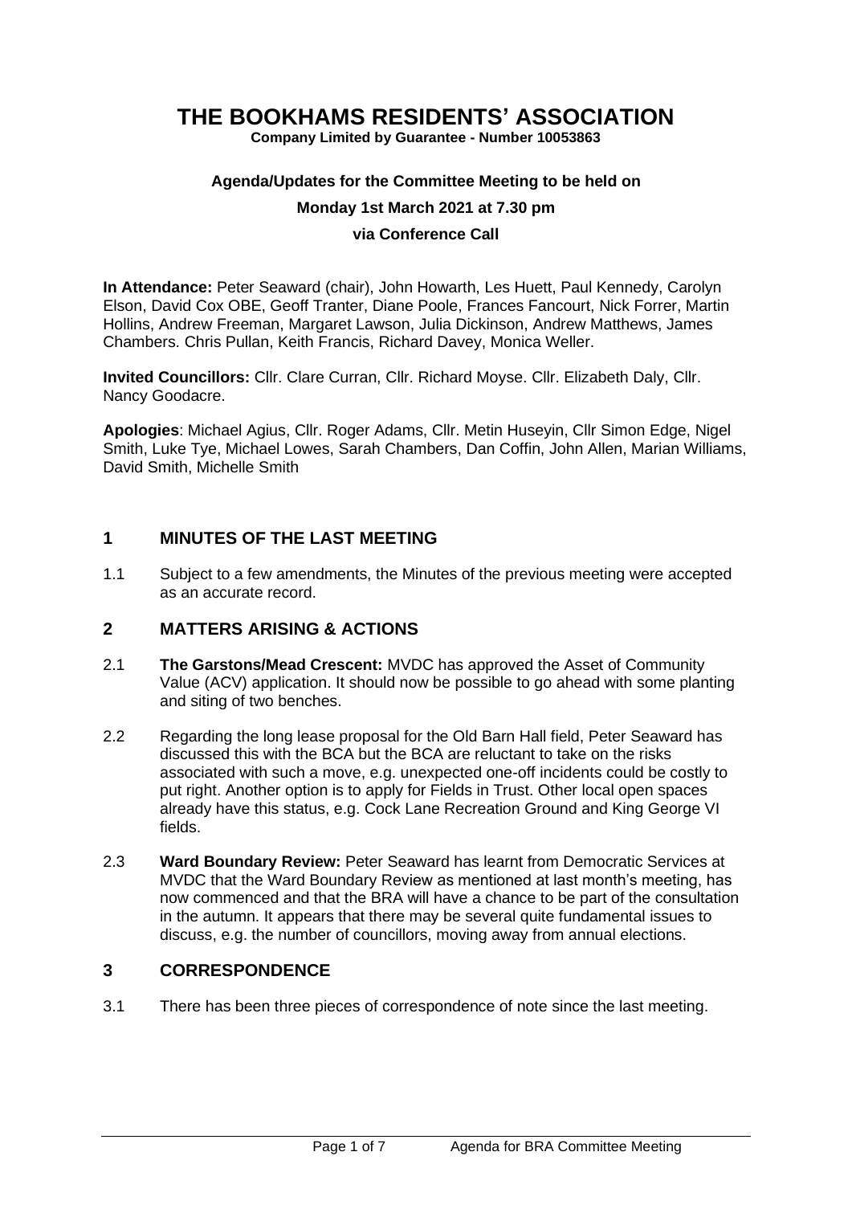# THE BOOKHAMS RESIDENTS' ASSOCIATION

**Company Limited by Guarantee - Number 10053863**

**Agenda/Updates for the Committee Meeting to be held on**

**Monday 1st March 2021 at 7.30 pm**

**via Conference Call**

**In Attendance:** Peter Seaward (chair), John Howarth, Les Huett, Paul Kennedy, Carolyn Elson, David Cox OBE, Geoff Tranter, Diane Poole, Frances Fancourt, Nick Forrer, Martin Hollins, Andrew Freeman, Margaret Lawson, Julia Dickinson, Andrew Matthews, James Chambers. Chris Pullan, Keith Francis, Richard Davey, Monica Weller.

**Invited Councillors:** Cllr. Clare Curran, Cllr. Richard Moyse. Cllr. Elizabeth Daly, Cllr. Nancy Goodacre.

**Apologies**: Michael Agius, Cllr. Roger Adams, Cllr. Metin Huseyin, Cllr Simon Edge, Nigel Smith, Luke Tye, Michael Lowes, Sarah Chambers, Dan Coffin, John Allen, Marian Williams, David Smith, Michelle Smith

## 1 MINUTES OF THE LAST MEETING

1.1 Subject to a few amendments, the Minutes of the previous meeting were accepted as an accurate record.

## 2 MATTERS ARISING & ACTIONS

2.1 **The Garstons/Mead Crescent:** MVDC has approved the Asset of Community Value (ACV) application. It should now be possible to go ahead with some planting and siting of two benches.

2.2 Regarding the long lease proposal for the Old Barn Hall field, Peter Seaward has discussed this with the BCA but the BCA are reluctant to take on the risks associated with such a move, e.g. unexpected one-off incidents could be costly to put right. Another option is to apply for Fields in Trust. Other local open spaces already have this status, e.g. Cock Lane Recreation Ground and King George VI fields.

2.3 **Ward Boundary Review:** Peter Seaward has learnt from Democratic Services at MVDC that the Ward Boundary Review as mentioned at last month's meeting, has now commenced and that the BRA will have a chance to be part of the consultation in the autumn. It appears that there may be several quite fundamental issues to discuss, e.g. the number of councillors, moving away from annual elections.

## 3 CORRESPONDENCE

3.1 There has been three pieces of correspondence of note since the last meeting.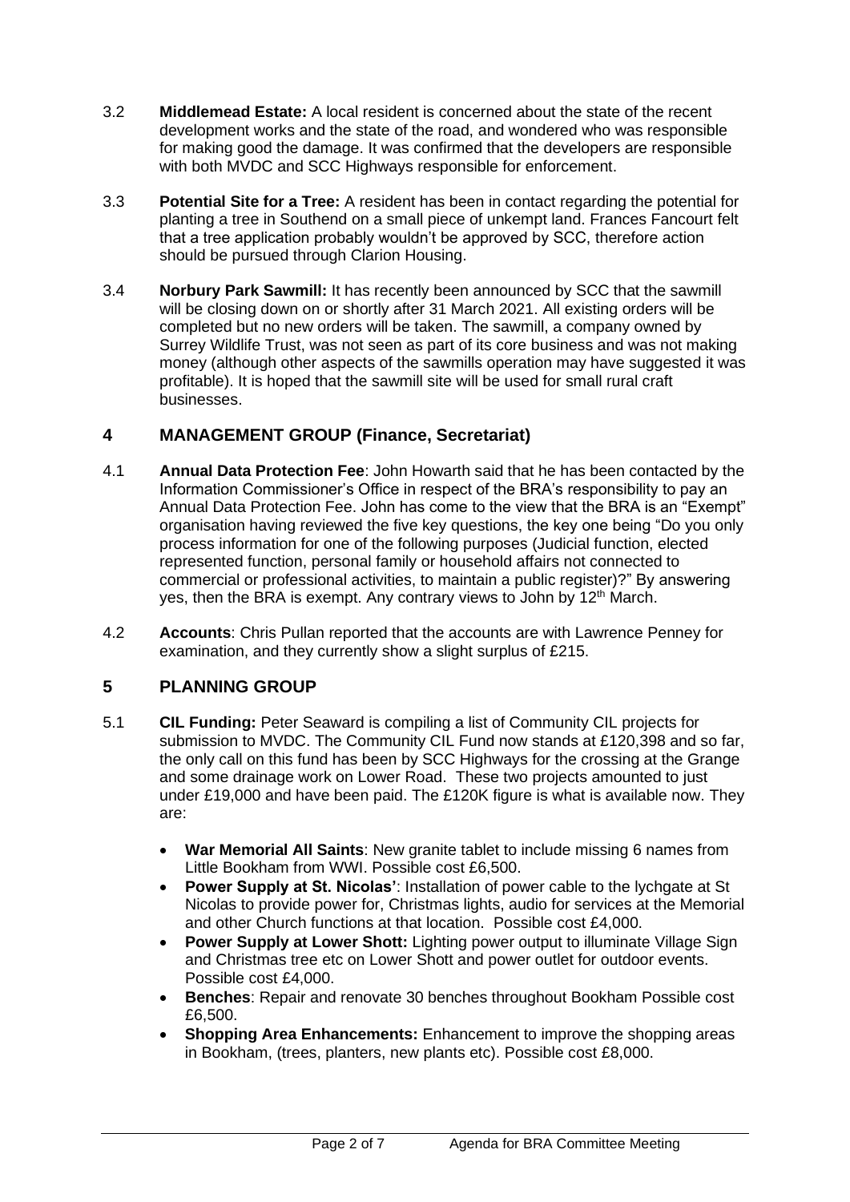3.2 **Middlemead Estate:** A local resident is concerned about the state of the recent development works and the state of the road, and wondered who was responsible for making good the damage. It was confirmed that the developers are responsible with both MVDC and SCC Highways responsible for enforcement.

3.3 **Potential Site for a Tree:** A resident has been in contact regarding the potential for planting a tree in Southend on a small piece of unkempt land. Frances Fancourt felt that a tree application probably wouldn't be approved by SCC, therefore action should be pursued through Clarion Housing.

3.4 **Norbury Park Sawmill:** It has recently been announced by SCC that the sawmill will be closing down on or shortly after 31 March 2021. All existing orders will be completed but no new orders will be taken. The sawmill, a company owned by Surrey Wildlife Trust, was not seen as part of its core business and was not making money (although other aspects of the sawmills operation may have suggested it was profitable). It is hoped that the sawmill site will be used for small rural craft businesses.

## 4 MANAGEMENT GROUP (Finance, Secretariat)

4.1 **Annual Data Protection Fee**: John Howarth said that he has been contacted by the Information Commissioner's Office in respect of the BRA's responsibility to pay an Annual Data Protection Fee. John has come to the view that the BRA is an "Exempt" organisation having reviewed the five key questions, the key one being "Do you only process information for one of the following purposes (Judicial function, elected represented function, personal family or household affairs not connected to commercial or professional activities, to maintain a public register)?" By answering yes, then the BRA is exempt. Any contrary views to John by 12th March.

4.2 **Accounts**: Chris Pullan reported that the accounts are with Lawrence Penney for examination, and they currently show a slight surplus of £215.

## 5 PLANNING GROUP

5.1 **CIL Funding:** Peter Seaward is compiling a list of Community CIL projects for submission to MVDC. The Community CIL Fund now stands at £120,398 and so far, the only call on this fund has been by SCC Highways for the crossing at the Grange and some drainage work on Lower Road. These two projects amounted to just under £19,000 and have been paid. The £120K figure is what is available now. They are:

- **War Memorial All Saints**: New granite tablet to include missing 6 names from Little Bookham from WWI. Possible cost £6,500.
- **Power Supply at St. Nicolas'**: Installation of power cable to the lychgate at St Nicolas to provide power for, Christmas lights, audio for services at the Memorial and other Church functions at that location. Possible cost £4,000.
- **Power Supply at Lower Shott:** Lighting power output to illuminate Village Sign and Christmas tree etc on Lower Shott and power outlet for outdoor events. Possible cost £4,000.
- **Benches**: Repair and renovate 30 benches throughout Bookham Possible cost £6,500.
- **Shopping Area Enhancements:** Enhancement to improve the shopping areas in Bookham, (trees, planters, new plants etc). Possible cost £8,000.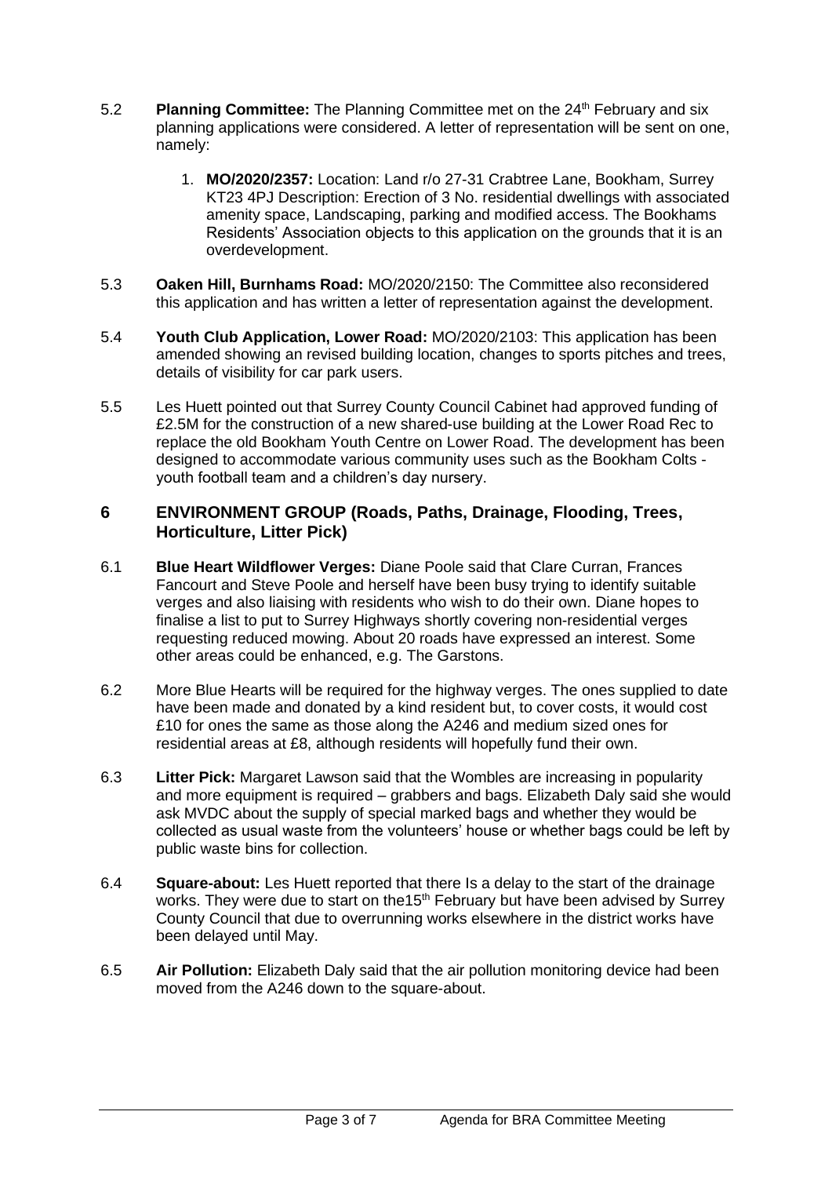5.2 **Planning Committee:** The Planning Committee met on the 24th February and six planning applications were considered. A letter of representation will be sent on one, namely:

1. **MO/2020/2357:** Location: Land r/o 27-31 Crabtree Lane, Bookham, Surrey KT23 4PJ Description: Erection of 3 No. residential dwellings with associated amenity space, Landscaping, parking and modified access. The Bookhams Residents' Association objects to this application on the grounds that it is an overdevelopment.

5.3 **Oaken Hill, Burnhams Road:** MO/2020/2150: The Committee also reconsidered this application and has written a letter of representation against the development.

5.4 **Youth Club Application, Lower Road:** MO/2020/2103: This application has been amended showing an revised building location, changes to sports pitches and trees, details of visibility for car park users.

5.5 Les Huett pointed out that Surrey County Council Cabinet had approved funding of £2.5M for the construction of a new shared-use building at the Lower Road Rec to replace the old Bookham Youth Centre on Lower Road. The development has been designed to accommodate various community uses such as the Bookham Colts - youth football team and a children's day nursery.

## 6 ENVIRONMENT GROUP (Roads, Paths, Drainage, Flooding, Trees, Horticulture, Litter Pick)

6.1 **Blue Heart Wildflower Verges:** Diane Poole said that Clare Curran, Frances Fancourt and Steve Poole and herself have been busy trying to identify suitable verges and also liaising with residents who wish to do their own. Diane hopes to finalise a list to put to Surrey Highways shortly covering non-residential verges requesting reduced mowing. About 20 roads have expressed an interest. Some other areas could be enhanced, e.g. The Garstons.

6.2 More Blue Hearts will be required for the highway verges. The ones supplied to date have been made and donated by a kind resident but, to cover costs, it would cost £10 for ones the same as those along the A246 and medium sized ones for residential areas at £8, although residents will hopefully fund their own.

6.3 **Litter Pick:** Margaret Lawson said that the Wombles are increasing in popularity and more equipment is required – grabbers and bags. Elizabeth Daly said she would ask MVDC about the supply of special marked bags and whether they would be collected as usual waste from the volunteers' house or whether bags could be left by public waste bins for collection.

6.4 **Square-about:** Les Huett reported that there Is a delay to the start of the drainage works. They were due to start on the15th February but have been advised by Surrey County Council that due to overrunning works elsewhere in the district works have been delayed until May.

6.5 **Air Pollution:** Elizabeth Daly said that the air pollution monitoring device had been moved from the A246 down to the square-about.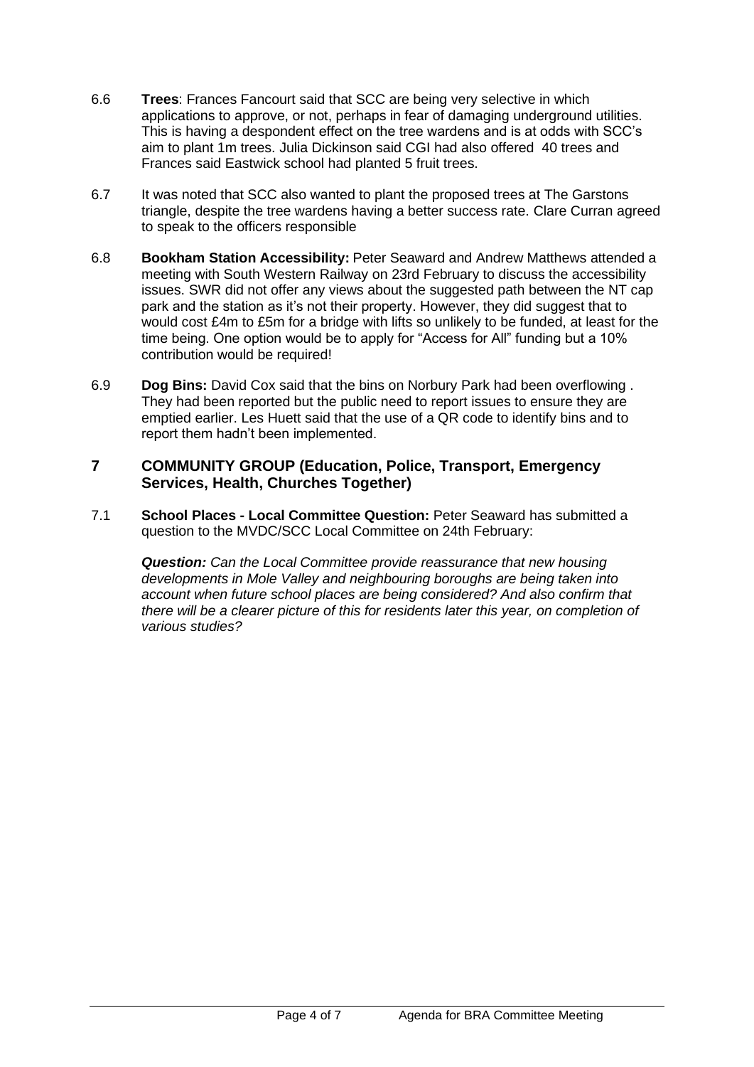6.6 **Trees**: Frances Fancourt said that SCC are being very selective in which applications to approve, or not, perhaps in fear of damaging underground utilities. This is having a despondent effect on the tree wardens and is at odds with SCC's aim to plant 1m trees. Julia Dickinson said CGI had also offered 40 trees and Frances said Eastwick school had planted 5 fruit trees.

6.7 It was noted that SCC also wanted to plant the proposed trees at The Garstons triangle, despite the tree wardens having a better success rate. Clare Curran agreed to speak to the officers responsible

6.8 **Bookham Station Accessibility:** Peter Seaward and Andrew Matthews attended a meeting with South Western Railway on 23rd February to discuss the accessibility issues. SWR did not offer any views about the suggested path between the NT cap park and the station as it's not their property. However, they did suggest that to would cost £4m to £5m for a bridge with lifts so unlikely to be funded, at least for the time being. One option would be to apply for "Access for All" funding but a 10% contribution would be required!

6.9 **Dog Bins:** David Cox said that the bins on Norbury Park had been overflowing . They had been reported but the public need to report issues to ensure they are emptied earlier. Les Huett said that the use of a QR code to identify bins and to report them hadn't been implemented.

## 7 COMMUNITY GROUP (Education, Police, Transport, Emergency Services, Health, Churches Together)

7.1 **School Places - Local Committee Question:** Peter Seaward has submitted a question to the MVDC/SCC Local Committee on 24th February:

***Question:*** *Can the Local Committee provide reassurance that new housing developments in Mole Valley and neighbouring boroughs are being taken into account when future school places are being considered? And also confirm that there will be a clearer picture of this for residents later this year, on completion of various studies?*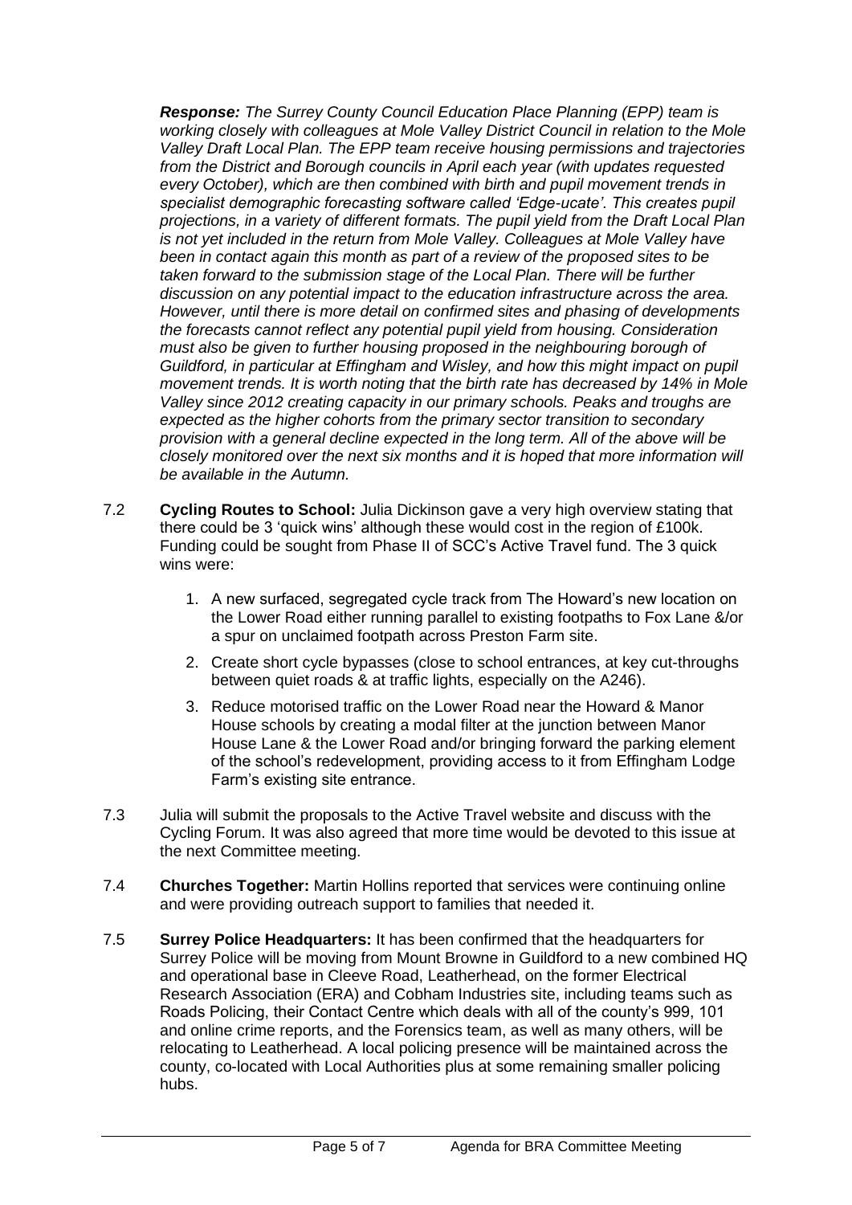***Response:*** *The Surrey County Council Education Place Planning (EPP) team is working closely with colleagues at Mole Valley District Council in relation to the Mole Valley Draft Local Plan. The EPP team receive housing permissions and trajectories from the District and Borough councils in April each year (with updates requested every October), which are then combined with birth and pupil movement trends in specialist demographic forecasting software called 'Edge-ucate'. This creates pupil projections, in a variety of different formats. The pupil yield from the Draft Local Plan is not yet included in the return from Mole Valley. Colleagues at Mole Valley have been in contact again this month as part of a review of the proposed sites to be taken forward to the submission stage of the Local Plan. There will be further discussion on any potential impact to the education infrastructure across the area. However, until there is more detail on confirmed sites and phasing of developments the forecasts cannot reflect any potential pupil yield from housing. Consideration must also be given to further housing proposed in the neighbouring borough of Guildford, in particular at Effingham and Wisley, and how this might impact on pupil movement trends. It is worth noting that the birth rate has decreased by 14% in Mole Valley since 2012 creating capacity in our primary schools. Peaks and troughs are expected as the higher cohorts from the primary sector transition to secondary provision with a general decline expected in the long term. All of the above will be closely monitored over the next six months and it is hoped that more information will be available in the Autumn.*

7.2 **Cycling Routes to School:** Julia Dickinson gave a very high overview stating that there could be 3 'quick wins' although these would cost in the region of £100k. Funding could be sought from Phase II of SCC's Active Travel fund. The 3 quick wins were:

1. A new surfaced, segregated cycle track from The Howard's new location on the Lower Road either running parallel to existing footpaths to Fox Lane &/or a spur on unclaimed footpath across Preston Farm site.
2. Create short cycle bypasses (close to school entrances, at key cut-throughs between quiet roads & at traffic lights, especially on the A246).
3. Reduce motorised traffic on the Lower Road near the Howard & Manor House schools by creating a modal filter at the junction between Manor House Lane & the Lower Road and/or bringing forward the parking element of the school's redevelopment, providing access to it from Effingham Lodge Farm's existing site entrance.

7.3 Julia will submit the proposals to the Active Travel website and discuss with the Cycling Forum. It was also agreed that more time would be devoted to this issue at the next Committee meeting.

7.4 **Churches Together:** Martin Hollins reported that services were continuing online and were providing outreach support to families that needed it.

7.5 **Surrey Police Headquarters:** It has been confirmed that the headquarters for Surrey Police will be moving from Mount Browne in Guildford to a new combined HQ and operational base in Cleeve Road, Leatherhead, on the former Electrical Research Association (ERA) and Cobham Industries site, including teams such as Roads Policing, their Contact Centre which deals with all of the county's 999, 101 and online crime reports, and the Forensics team, as well as many others, will be relocating to Leatherhead. A local policing presence will be maintained across the county, co-located with Local Authorities plus at some remaining smaller policing hubs.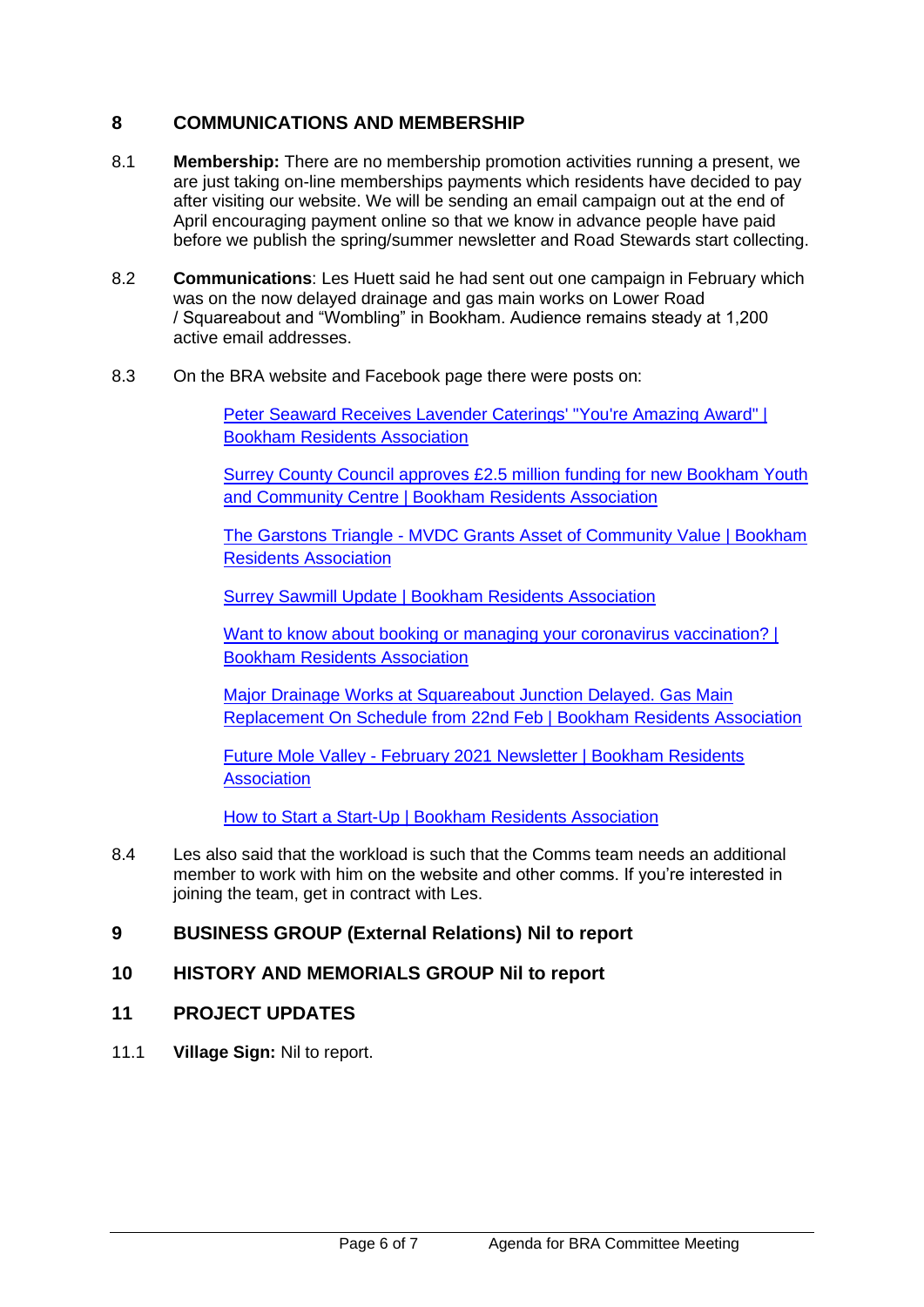## 8 COMMUNICATIONS AND MEMBERSHIP

8.1 **Membership:** There are no membership promotion activities running a present, we are just taking on-line memberships payments which residents have decided to pay after visiting our website. We will be sending an email campaign out at the end of April encouraging payment online so that we know in advance people have paid before we publish the spring/summer newsletter and Road Stewards start collecting.

8.2 **Communications**: Les Huett said he had sent out one campaign in February which was on the now delayed drainage and gas main works on Lower Road / Squareabout and "Wombling" in Bookham. Audience remains steady at 1,200 active email addresses.

8.3 On the BRA website and Facebook page there were posts on:

Peter Seaward Receives Lavender Caterings' "You're Amazing Award" | Bookham Residents Association

Surrey County Council approves £2.5 million funding for new Bookham Youth and Community Centre | Bookham Residents Association

The Garstons Triangle - MVDC Grants Asset of Community Value | Bookham Residents Association

Surrey Sawmill Update | Bookham Residents Association

Want to know about booking or managing your coronavirus vaccination? | Bookham Residents Association

Major Drainage Works at Squareabout Junction Delayed. Gas Main Replacement On Schedule from 22nd Feb | Bookham Residents Association

Future Mole Valley - February 2021 Newsletter | Bookham Residents Association

How to Start a Start-Up | Bookham Residents Association

8.4 Les also said that the workload is such that the Comms team needs an additional member to work with him on the website and other comms. If you're interested in joining the team, get in contract with Les.

## 9 BUSINESS GROUP (External Relations) Nil to report

## 10 HISTORY AND MEMORIALS GROUP Nil to report

## 11 PROJECT UPDATES

11.1 **Village Sign:** Nil to report.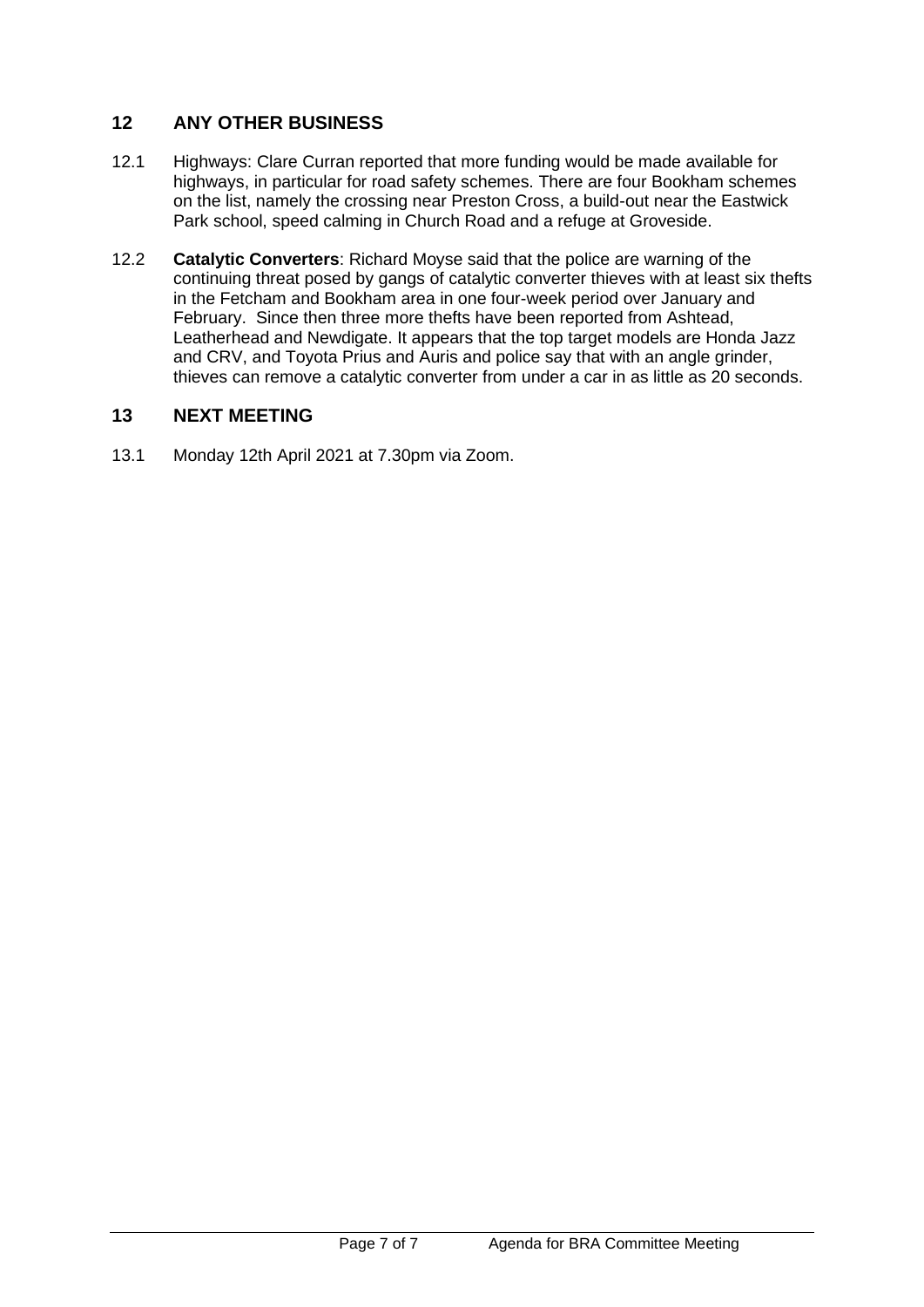## 12 ANY OTHER BUSINESS

12.1 Highways: Clare Curran reported that more funding would be made available for highways, in particular for road safety schemes. There are four Bookham schemes on the list, namely the crossing near Preston Cross, a build-out near the Eastwick Park school, speed calming in Church Road and a refuge at Groveside.

12.2 **Catalytic Converters**: Richard Moyse said that the police are warning of the continuing threat posed by gangs of catalytic converter thieves with at least six thefts in the Fetcham and Bookham area in one four-week period over January and February. Since then three more thefts have been reported from Ashtead, Leatherhead and Newdigate. It appears that the top target models are Honda Jazz and CRV, and Toyota Prius and Auris and police say that with an angle grinder, thieves can remove a catalytic converter from under a car in as little as 20 seconds.

## 13 NEXT MEETING

13.1 Monday 12th April 2021 at 7.30pm via Zoom.